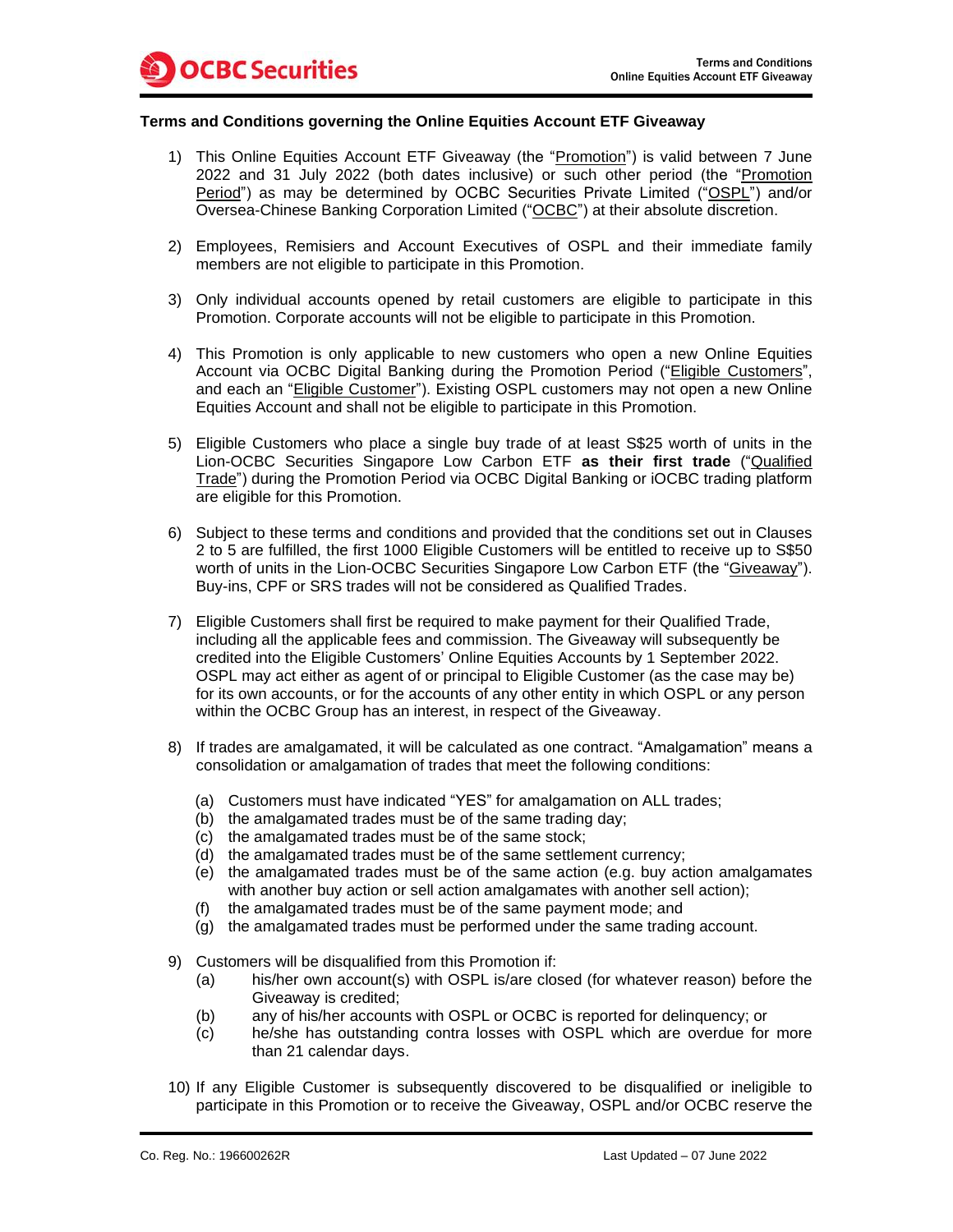**Terms and Conditions governing the Online Equities Account ETF Giveaway**

1) This Online Equities Account ETF Giveaway (the "Promotion") is valid between 7 June 2022 and 31 July 2022 (both dates inclusive) or such other period (the "Promotion Period") as may be determined by OCBC Securities Private Limited ("OSPL") and/or Oversea-Chinese Banking Corporation Limited ("OCBC") at their absolute discretion.

2) Employees, Remisiers and Account Executives of OSPL and their immediate family members are not eligible to participate in this Promotion.

3) Only individual accounts opened by retail customers are eligible to participate in this Promotion. Corporate accounts will not be eligible to participate in this Promotion.

4) This Promotion is only applicable to new customers who open a new Online Equities Account via OCBC Digital Banking during the Promotion Period ("Eligible Customers", and each an "Eligible Customer"). Existing OSPL customers may not open a new Online Equities Account and shall not be eligible to participate in this Promotion.

5) Eligible Customers who place a single buy trade of at least S$25 worth of units in the Lion-OCBC Securities Singapore Low Carbon ETF **as their first trade** ("Qualified Trade") during the Promotion Period via OCBC Digital Banking or iOCBC trading platform are eligible for this Promotion.

6) Subject to these terms and conditions and provided that the conditions set out in Clauses 2 to 5 are fulfilled, the first 1000 Eligible Customers will be entitled to receive up to S$50 worth of units in the Lion-OCBC Securities Singapore Low Carbon ETF (the "Giveaway"). Buy-ins, CPF or SRS trades will not be considered as Qualified Trades.

7) Eligible Customers shall first be required to make payment for their Qualified Trade, including all the applicable fees and commission. The Giveaway will subsequently be credited into the Eligible Customers' Online Equities Accounts by 1 September 2022. OSPL may act either as agent of or principal to Eligible Customer (as the case may be) for its own accounts, or for the accounts of any other entity in which OSPL or any person within the OCBC Group has an interest, in respect of the Giveaway.

8) If trades are amalgamated, it will be calculated as one contract. "Amalgamation" means a consolidation or amalgamation of trades that meet the following conditions:

   (a) Customers must have indicated "YES" for amalgamation on ALL trades;
   (b) the amalgamated trades must be of the same trading day;
   (c) the amalgamated trades must be of the same stock;
   (d) the amalgamated trades must be of the same settlement currency;
   (e) the amalgamated trades must be of the same action (e.g. buy action amalgamates with another buy action or sell action amalgamates with another sell action);
   (f) the amalgamated trades must be of the same payment mode; and
   (g) the amalgamated trades must be performed under the same trading account.

9) Customers will be disqualified from this Promotion if:
   (a) his/her own account(s) with OSPL is/are closed (for whatever reason) before the Giveaway is credited;
   (b) any of his/her accounts with OSPL or OCBC is reported for delinquency; or
   (c) he/she has outstanding contra losses with OSPL which are overdue for more than 21 calendar days.

10) If any Eligible Customer is subsequently discovered to be disqualified or ineligible to participate in this Promotion or to receive the Giveaway, OSPL and/or OCBC reserve the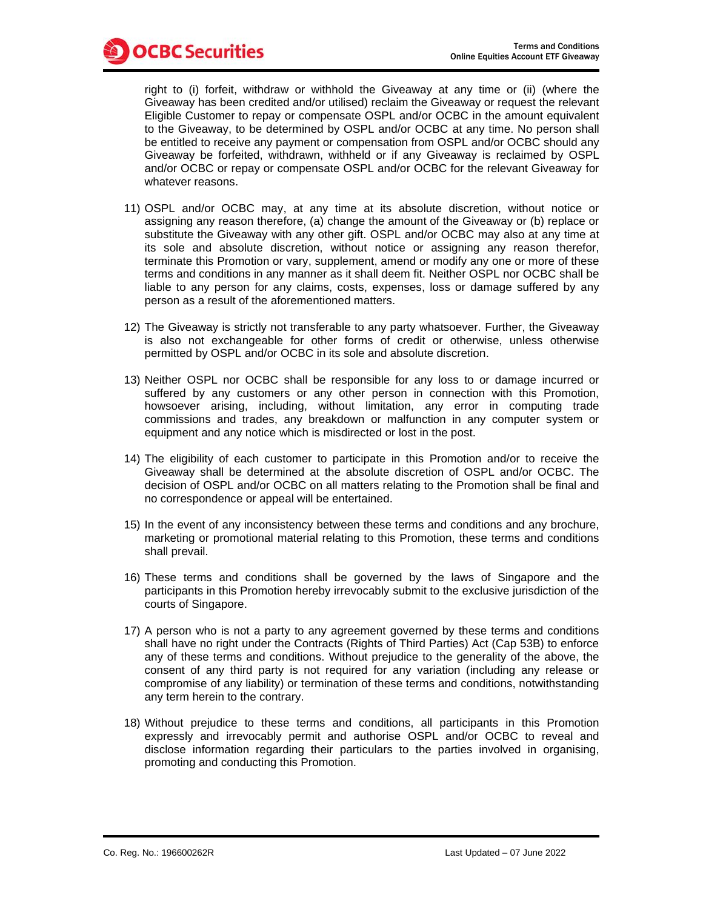right to (i) forfeit, withdraw or withhold the Giveaway at any time or (ii) (where the Giveaway has been credited and/or utilised) reclaim the Giveaway or request the relevant Eligible Customer to repay or compensate OSPL and/or OCBC in the amount equivalent to the Giveaway, to be determined by OSPL and/or OCBC at any time. No person shall be entitled to receive any payment or compensation from OSPL and/or OCBC should any Giveaway be forfeited, withdrawn, withheld or if any Giveaway is reclaimed by OSPL and/or OCBC or repay or compensate OSPL and/or OCBC for the relevant Giveaway for whatever reasons.

11) OSPL and/or OCBC may, at any time at its absolute discretion, without notice or assigning any reason therefore, (a) change the amount of the Giveaway or (b) replace or substitute the Giveaway with any other gift. OSPL and/or OCBC may also at any time at its sole and absolute discretion, without notice or assigning any reason therefor, terminate this Promotion or vary, supplement, amend or modify any one or more of these terms and conditions in any manner as it shall deem fit. Neither OSPL nor OCBC shall be liable to any person for any claims, costs, expenses, loss or damage suffered by any person as a result of the aforementioned matters.

12) The Giveaway is strictly not transferable to any party whatsoever. Further, the Giveaway is also not exchangeable for other forms of credit or otherwise, unless otherwise permitted by OSPL and/or OCBC in its sole and absolute discretion.

13) Neither OSPL nor OCBC shall be responsible for any loss to or damage incurred or suffered by any customers or any other person in connection with this Promotion, howsoever arising, including, without limitation, any error in computing trade commissions and trades, any breakdown or malfunction in any computer system or equipment and any notice which is misdirected or lost in the post.

14) The eligibility of each customer to participate in this Promotion and/or to receive the Giveaway shall be determined at the absolute discretion of OSPL and/or OCBC. The decision of OSPL and/or OCBC on all matters relating to the Promotion shall be final and no correspondence or appeal will be entertained.

15) In the event of any inconsistency between these terms and conditions and any brochure, marketing or promotional material relating to this Promotion, these terms and conditions shall prevail.

16) These terms and conditions shall be governed by the laws of Singapore and the participants in this Promotion hereby irrevocably submit to the exclusive jurisdiction of the courts of Singapore.

17) A person who is not a party to any agreement governed by these terms and conditions shall have no right under the Contracts (Rights of Third Parties) Act (Cap 53B) to enforce any of these terms and conditions. Without prejudice to the generality of the above, the consent of any third party is not required for any variation (including any release or compromise of any liability) or termination of these terms and conditions, notwithstanding any term herein to the contrary.

18) Without prejudice to these terms and conditions, all participants in this Promotion expressly and irrevocably permit and authorise OSPL and/or OCBC to reveal and disclose information regarding their particulars to the parties involved in organising, promoting and conducting this Promotion.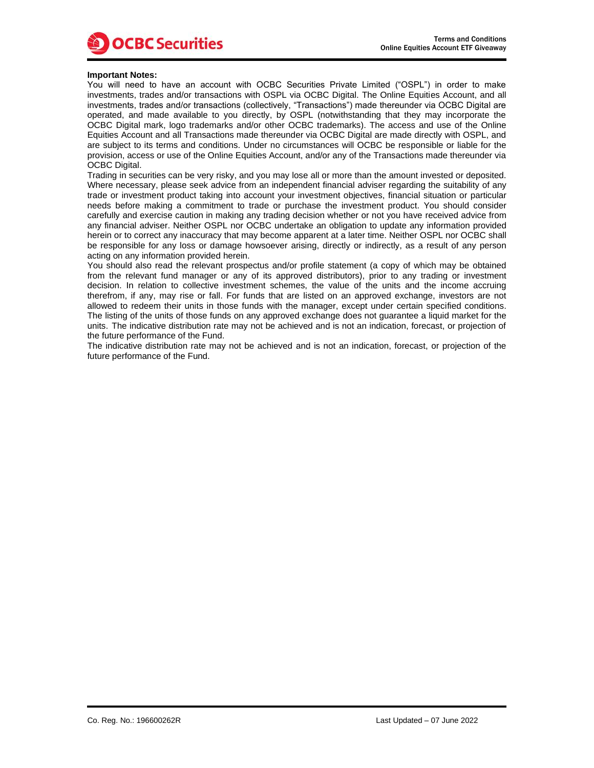**Important Notes:**

You will need to have an account with OCBC Securities Private Limited ("OSPL") in order to make investments, trades and/or transactions with OSPL via OCBC Digital. The Online Equities Account, and all investments, trades and/or transactions (collectively, "Transactions") made thereunder via OCBC Digital are operated, and made available to you directly, by OSPL (notwithstanding that they may incorporate the OCBC Digital mark, logo trademarks and/or other OCBC trademarks). The access and use of the Online Equities Account and all Transactions made thereunder via OCBC Digital are made directly with OSPL, and are subject to its terms and conditions. Under no circumstances will OCBC be responsible or liable for the provision, access or use of the Online Equities Account, and/or any of the Transactions made thereunder via OCBC Digital.

Trading in securities can be very risky, and you may lose all or more than the amount invested or deposited. Where necessary, please seek advice from an independent financial adviser regarding the suitability of any trade or investment product taking into account your investment objectives, financial situation or particular needs before making a commitment to trade or purchase the investment product. You should consider carefully and exercise caution in making any trading decision whether or not you have received advice from any financial adviser. Neither OSPL nor OCBC undertake an obligation to update any information provided herein or to correct any inaccuracy that may become apparent at a later time. Neither OSPL nor OCBC shall be responsible for any loss or damage howsoever arising, directly or indirectly, as a result of any person acting on any information provided herein.

You should also read the relevant prospectus and/or profile statement (a copy of which may be obtained from the relevant fund manager or any of its approved distributors), prior to any trading or investment decision. In relation to collective investment schemes, the value of the units and the income accruing therefrom, if any, may rise or fall. For funds that are listed on an approved exchange, investors are not allowed to redeem their units in those funds with the manager, except under certain specified conditions. The listing of the units of those funds on any approved exchange does not guarantee a liquid market for the units. The indicative distribution rate may not be achieved and is not an indication, forecast, or projection of the future performance of the Fund.

The indicative distribution rate may not be achieved and is not an indication, forecast, or projection of the future performance of the Fund.

Co. Reg. No.: 196600262R

Last Updated – 07 June 2022